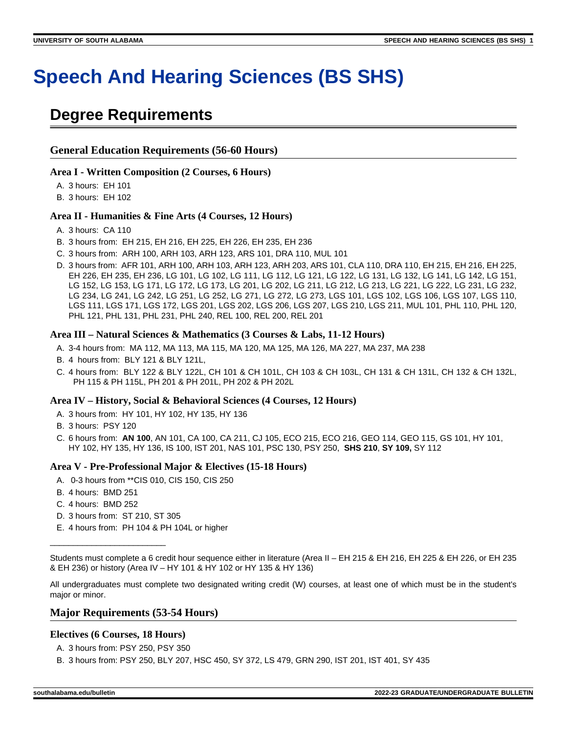# Speech And Hearing Sciences (BS SHS)

## Degree Requirements

### General Education Requirements (56-60 Hours)

#### Area I - Written Composition (2 Courses, 6 Hours)

A. 3 hours: EH 101
B. 3 hours: EH 102

#### Area II - Humanities & Fine Arts (4 Courses, 12 Hours)

A. 3 hours: CA 110
B. 3 hours from: EH 215, EH 216, EH 225, EH 226, EH 235, EH 236
C. 3 hours from: ARH 100, ARH 103, ARH 123, ARS 101, DRA 110, MUL 101
D. 3 hours from: AFR 101, ARH 100, ARH 103, ARH 123, ARH 203, ARS 101, CLA 110, DRA 110, EH 215, EH 216, EH 225, EH 226, EH 235, EH 236, LG 101, LG 102, LG 111, LG 112, LG 121, LG 122, LG 131, LG 132, LG 141, LG 142, LG 151, LG 152, LG 153, LG 171, LG 172, LG 173, LG 201, LG 202, LG 211, LG 212, LG 213, LG 221, LG 222, LG 231, LG 232, LG 234, LG 241, LG 242, LG 251, LG 252, LG 271, LG 272, LG 273, LGS 101, LGS 102, LGS 106, LGS 107, LGS 110, LGS 111, LGS 171, LGS 172, LGS 201, LGS 202, LGS 206, LGS 207, LGS 210, LGS 211, MUL 101, PHL 110, PHL 120, PHL 121, PHL 131, PHL 231, PHL 240, REL 100, REL 200, REL 201

#### Area III – Natural Sciences & Mathematics (3 Courses & Labs, 11-12 Hours)

A. 3-4 hours from: MA 112, MA 113, MA 115, MA 120, MA 125, MA 126, MA 227, MA 237, MA 238
B. 4 hours from: BLY 121 & BLY 121L,
C. 4 hours from: BLY 122 & BLY 122L, CH 101 & CH 101L, CH 103 & CH 103L, CH 131 & CH 131L, CH 132 & CH 132L, PH 115 & PH 115L, PH 201 & PH 201L, PH 202 & PH 202L

#### Area IV – History, Social & Behavioral Sciences (4 Courses, 12 Hours)

A. 3 hours from: HY 101, HY 102, HY 135, HY 136
B. 3 hours: PSY 120
C. 6 hours from: **AN 100**, AN 101, CA 100, CA 211, CJ 105, ECO 215, ECO 216, GEO 114, GEO 115, GS 101, HY 101, HY 102, HY 135, HY 136, IS 100, IST 201, NAS 101, PSC 130, PSY 250, **SHS 210**, **SY 109,** SY 112

#### Area V - Pre-Professional Major & Electives (15-18 Hours)

A. 0-3 hours from **CIS 010, CIS 150, CIS 250
B. 4 hours: BMD 251
C. 4 hours: BMD 252
D. 3 hours from: ST 210, ST 305
E. 4 hours from: PH 104 & PH 104L or higher

________________________

Students must complete a 6 credit hour sequence either in literature (Area II – EH 215 & EH 216, EH 225 & EH 226, or EH 235 & EH 236) or history (Area IV – HY 101 & HY 102 or HY 135 & HY 136)

All undergraduates must complete two designated writing credit (W) courses, at least one of which must be in the student's major or minor.

### Major Requirements (53-54 Hours)

#### Electives (6 Courses, 18 Hours)

A. 3 hours from: PSY 250, PSY 350
B. 3 hours from: PSY 250, BLY 207, HSC 450, SY 372, LS 479, GRN 290, IST 201, IST 401, SY 435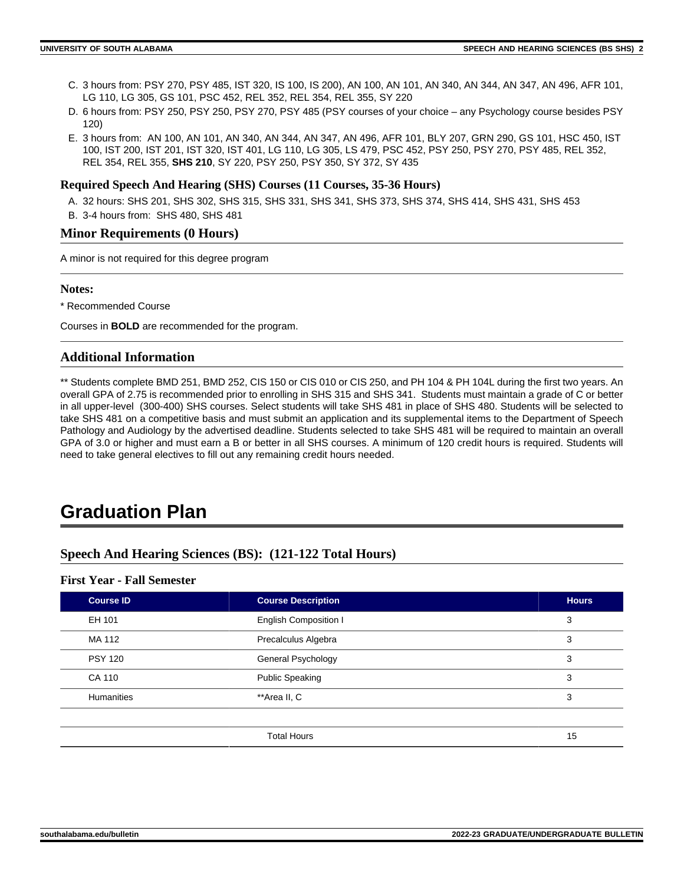C. 3 hours from: PSY 270, PSY 485, IST 320, IS 100, IS 200), AN 100, AN 101, AN 340, AN 344, AN 347, AN 496, AFR 101, LG 110, LG 305, GS 101, PSC 452, REL 352, REL 354, REL 355, SY 220
D. 6 hours from: PSY 250, PSY 250, PSY 270, PSY 485 (PSY courses of your choice – any Psychology course besides PSY 120)
E. 3 hours from: AN 100, AN 101, AN 340, AN 344, AN 347, AN 496, AFR 101, BLY 207, GRN 290, GS 101, HSC 450, IST 100, IST 200, IST 201, IST 320, IST 401, LG 110, LG 305, LS 479, PSC 452, PSY 250, PSY 270, PSY 485, REL 352, REL 354, REL 355, **SHS 210**, SY 220, PSY 250, PSY 350, SY 372, SY 435

### Required Speech And Hearing (SHS) Courses (11 Courses, 35-36 Hours)

A. 32 hours: SHS 201, SHS 302, SHS 315, SHS 331, SHS 341, SHS 373, SHS 374, SHS 414, SHS 431, SHS 453
B. 3-4 hours from: SHS 480, SHS 481

## Minor Requirements (0 Hours)

A minor is not required for this degree program

### Notes:

* Recommended Course

Courses in **BOLD** are recommended for the program.

## Additional Information

** Students complete BMD 251, BMD 252, CIS 150 or CIS 010 or CIS 250, and PH 104 & PH 104L during the first two years. An overall GPA of 2.75 is recommended prior to enrolling in SHS 315 and SHS 341. Students must maintain a grade of C or better in all upper-level (300-400) SHS courses. Select students will take SHS 481 in place of SHS 480. Students will be selected to take SHS 481 on a competitive basis and must submit an application and its supplemental items to the Department of Speech Pathology and Audiology by the advertised deadline. Students selected to take SHS 481 will be required to maintain an overall GPA of 3.0 or higher and must earn a B or better in all SHS courses. A minimum of 120 credit hours is required. Students will need to take general electives to fill out any remaining credit hours needed.

# Graduation Plan

## Speech And Hearing Sciences (BS): (121-122 Total Hours)

### First Year - Fall Semester

| Course ID | Course Description | Hours |
|---|---|---|
| EH 101 | English Composition I | 3 |
| MA 112 | Precalculus Algebra | 3 |
| PSY 120 | General Psychology | 3 |
| CA 110 | Public Speaking | 3 |
| Humanities | **Area II, C | 3 |
| | Total Hours | 15 |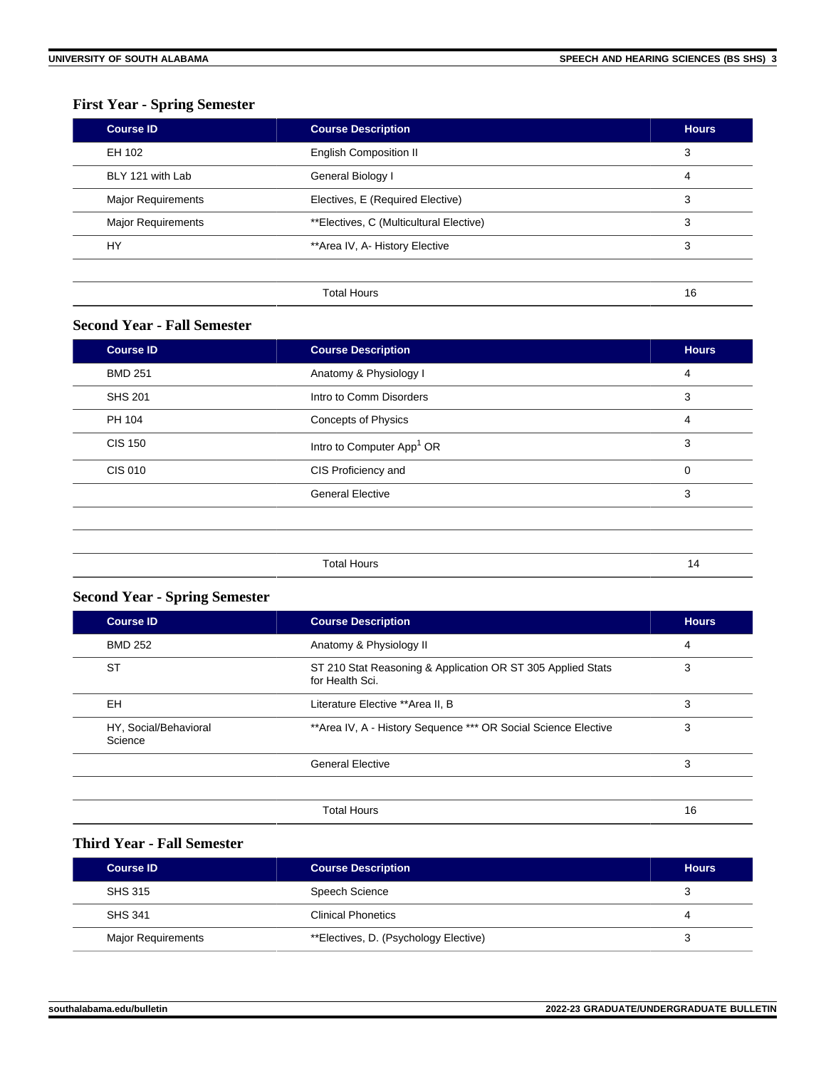### First Year - Spring Semester

| Course ID | Course Description | Hours |
|---|---|---|
| EH 102 | English Composition II | 3 |
| BLY 121 with Lab | General Biology I | 4 |
| Major Requirements | Electives, E (Required Elective) | 3 |
| Major Requirements | **Electives, C (Multicultural Elective) | 3 |
| HY | **Area IV, A- History Elective | 3 |
| | | |
| | Total Hours | 16 |

### Second Year - Fall Semester

| Course ID | Course Description | Hours |
|---|---|---|
| BMD 251 | Anatomy & Physiology I | 4 |
| SHS 201 | Intro to Comm Disorders | 3 |
| PH 104 | Concepts of Physics | 4 |
| CIS 150 | Intro to Computer App[1] OR | 3 |
| CIS 010 | CIS Proficiency and | 0 |
| | General Elective | 3 |
| | | |
| | | |
| | Total Hours | 14 |

### Second Year - Spring Semester

| Course ID | Course Description | Hours |
|---|---|---|
| BMD 252 | Anatomy & Physiology II | 4 |
| ST | ST 210 Stat Reasoning & Application OR ST 305 Applied Stats for Health Sci. | 3 |
| EH | Literature Elective **Area II, B | 3 |
| HY, Social/Behavioral Science | **Area IV, A - History Sequence *** OR Social Science Elective | 3 |
| | General Elective | 3 |
| | | |
| | Total Hours | 16 |

### Third Year - Fall Semester

| Course ID | Course Description | Hours |
|---|---|---|
| SHS 315 | Speech Science | 3 |
| SHS 341 | Clinical Phonetics | 4 |
| Major Requirements | **Electives, D. (Psychology Elective) | 3 |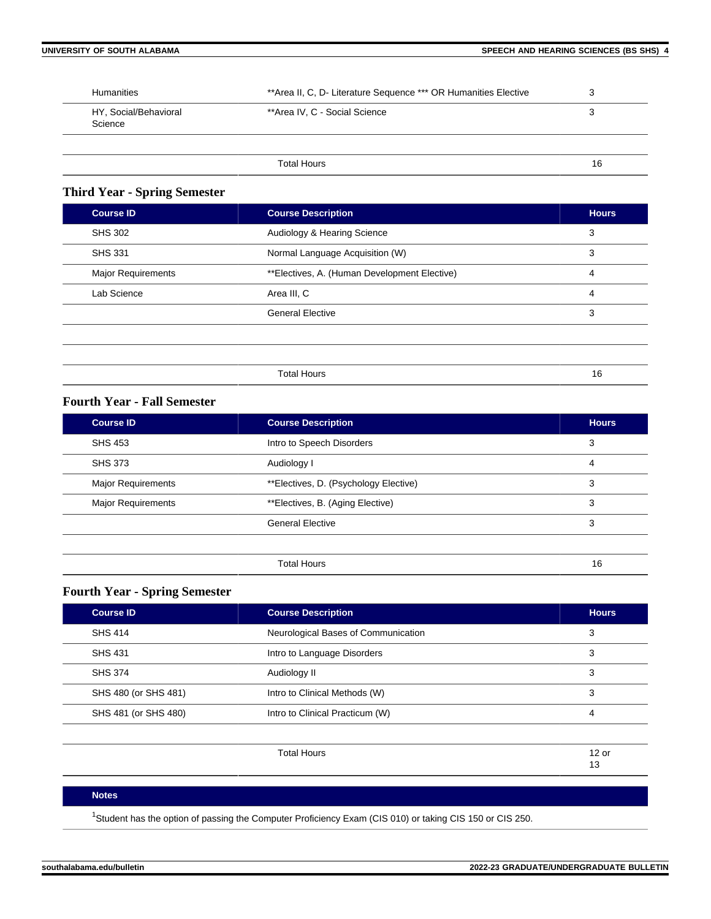| | | |
|---|---|---|
| Humanities | **Area II, C, D- Literature Sequence *** OR Humanities Elective | 3 |
| HY, Social/Behavioral Science | **Area IV, C - Social Science | 3 |
| | | |
| | Total Hours | 16 |

### Third Year - Spring Semester

| Course ID | Course Description | Hours |
|---|---|---|
| SHS 302 | Audiology & Hearing Science | 3 |
| SHS 331 | Normal Language Acquisition (W) | 3 |
| Major Requirements | **Electives, A. (Human Development Elective) | 4 |
| Lab Science | Area III, C | 4 |
| | General Elective | 3 |
| | | |
| | | |
| | Total Hours | 16 |

### Fourth Year - Fall Semester

| Course ID | Course Description | Hours |
|---|---|---|
| SHS 453 | Intro to Speech Disorders | 3 |
| SHS 373 | Audiology I | 4 |
| Major Requirements | **Electives, D. (Psychology Elective) | 3 |
| Major Requirements | **Electives, B. (Aging Elective) | 3 |
| | General Elective | 3 |
| | | |
| | Total Hours | 16 |

### Fourth Year - Spring Semester

| Course ID | Course Description | Hours |
|---|---|---|
| SHS 414 | Neurological Bases of Communication | 3 |
| SHS 431 | Intro to Language Disorders | 3 |
| SHS 374 | Audiology II | 3 |
| SHS 480 (or SHS 481) | Intro to Clinical Methods (W) | 3 |
| SHS 481 (or SHS 480) | Intro to Clinical Practicum (W) | 4 |
| | | |
| | Total Hours | 12 or 13 |

| Notes |
|---|
| [1]Student has the option of passing the Computer Proficiency Exam (CIS 010) or taking CIS 150 or CIS 250. |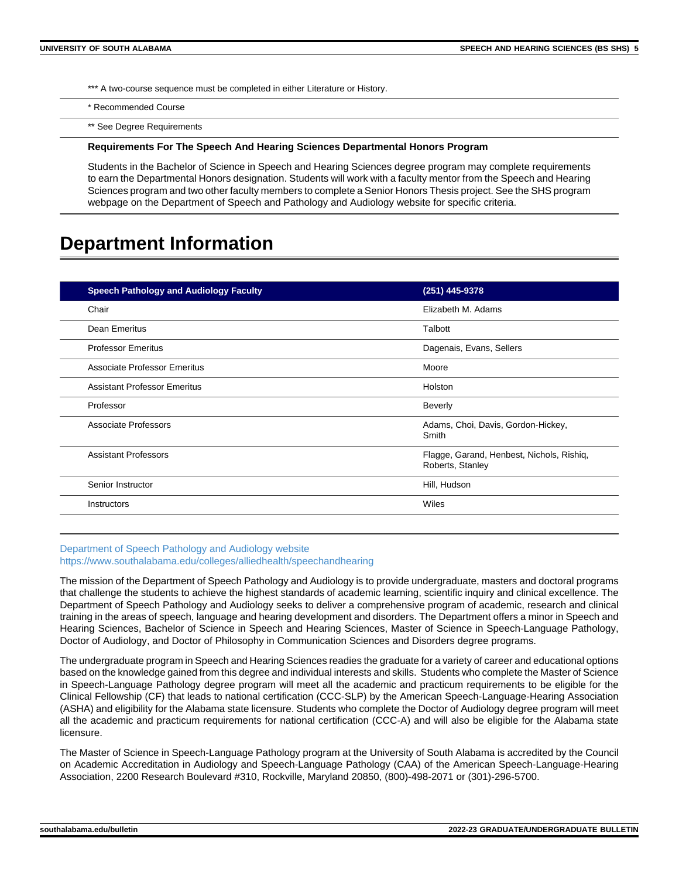*** A two-course sequence must be completed in either Literature or History.

* Recommended Course

** See Degree Requirements

**Requirements For The Speech And Hearing Sciences Departmental Honors Program**

Students in the Bachelor of Science in Speech and Hearing Sciences degree program may complete requirements to earn the Departmental Honors designation. Students will work with a faculty mentor from the Speech and Hearing Sciences program and two other faculty members to complete a Senior Honors Thesis project. See the SHS program webpage on the Department of Speech and Pathology and Audiology website for specific criteria.

# Department Information

| Speech Pathology and Audiology Faculty | (251) 445-9378 |
|---|---|
| Chair | Elizabeth M. Adams |
| Dean Emeritus | Talbott |
| Professor Emeritus | Dagenais, Evans, Sellers |
| Associate Professor Emeritus | Moore |
| Assistant Professor Emeritus | Holston |
| Professor | Beverly |
| Associate Professors | Adams, Choi, Davis, Gordon-Hickey, Smith |
| Assistant Professors | Flagge, Garand, Henbest, Nichols, Rishiq, Roberts, Stanley |
| Senior Instructor | Hill, Hudson |
| Instructors | Wiles |

Department of Speech Pathology and Audiology website
https://www.southalabama.edu/colleges/alliedhealth/speechandhearing

The mission of the Department of Speech Pathology and Audiology is to provide undergraduate, masters and doctoral programs that challenge the students to achieve the highest standards of academic learning, scientific inquiry and clinical excellence. The Department of Speech Pathology and Audiology seeks to deliver a comprehensive program of academic, research and clinical training in the areas of speech, language and hearing development and disorders. The Department offers a minor in Speech and Hearing Sciences, Bachelor of Science in Speech and Hearing Sciences, Master of Science in Speech-Language Pathology, Doctor of Audiology, and Doctor of Philosophy in Communication Sciences and Disorders degree programs.

The undergraduate program in Speech and Hearing Sciences readies the graduate for a variety of career and educational options based on the knowledge gained from this degree and individual interests and skills. Students who complete the Master of Science in Speech-Language Pathology degree program will meet all the academic and practicum requirements to be eligible for the Clinical Fellowship (CF) that leads to national certification (CCC-SLP) by the American Speech-Language-Hearing Association (ASHA) and eligibility for the Alabama state licensure. Students who complete the Doctor of Audiology degree program will meet all the academic and practicum requirements for national certification (CCC-A) and will also be eligible for the Alabama state licensure.

The Master of Science in Speech-Language Pathology program at the University of South Alabama is accredited by the Council on Academic Accreditation in Audiology and Speech-Language Pathology (CAA) of the American Speech-Language-Hearing Association, 2200 Research Boulevard #310, Rockville, Maryland 20850, (800)-498-2071 or (301)-296-5700.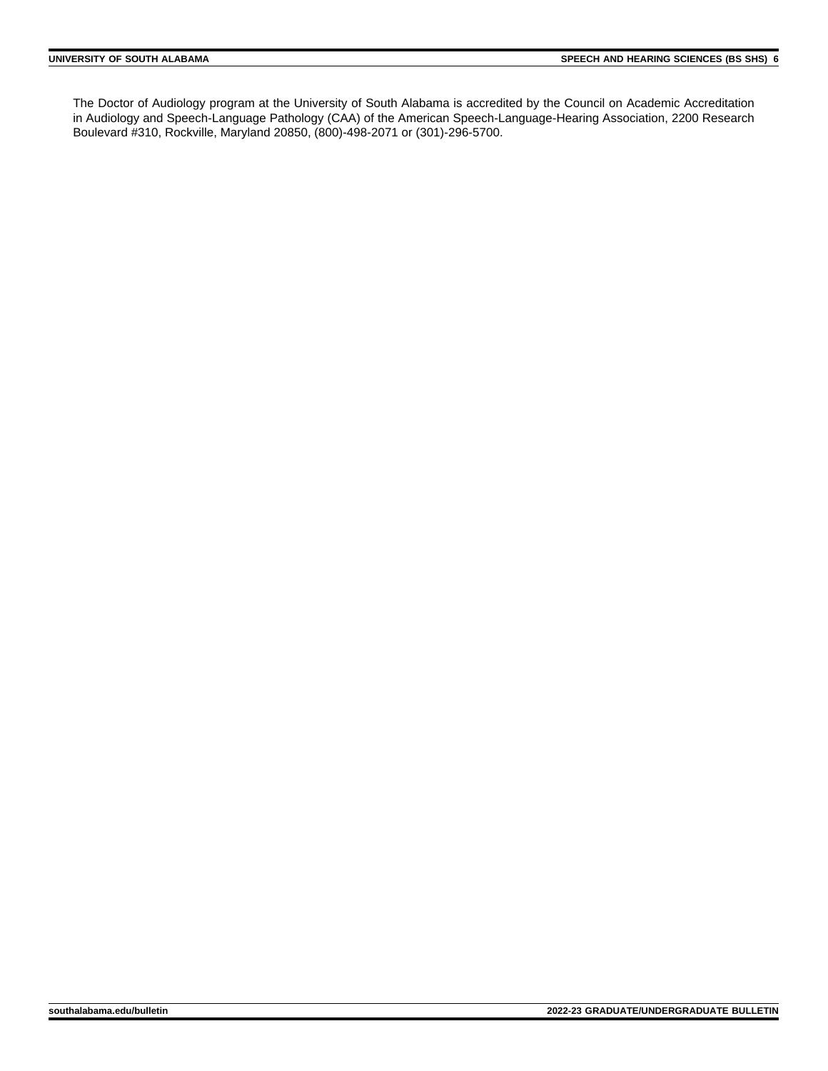The Doctor of Audiology program at the University of South Alabama is accredited by the Council on Academic Accreditation in Audiology and Speech-Language Pathology (CAA) of the American Speech-Language-Hearing Association, 2200 Research Boulevard #310, Rockville, Maryland 20850, (800)-498-2071 or (301)-296-5700.